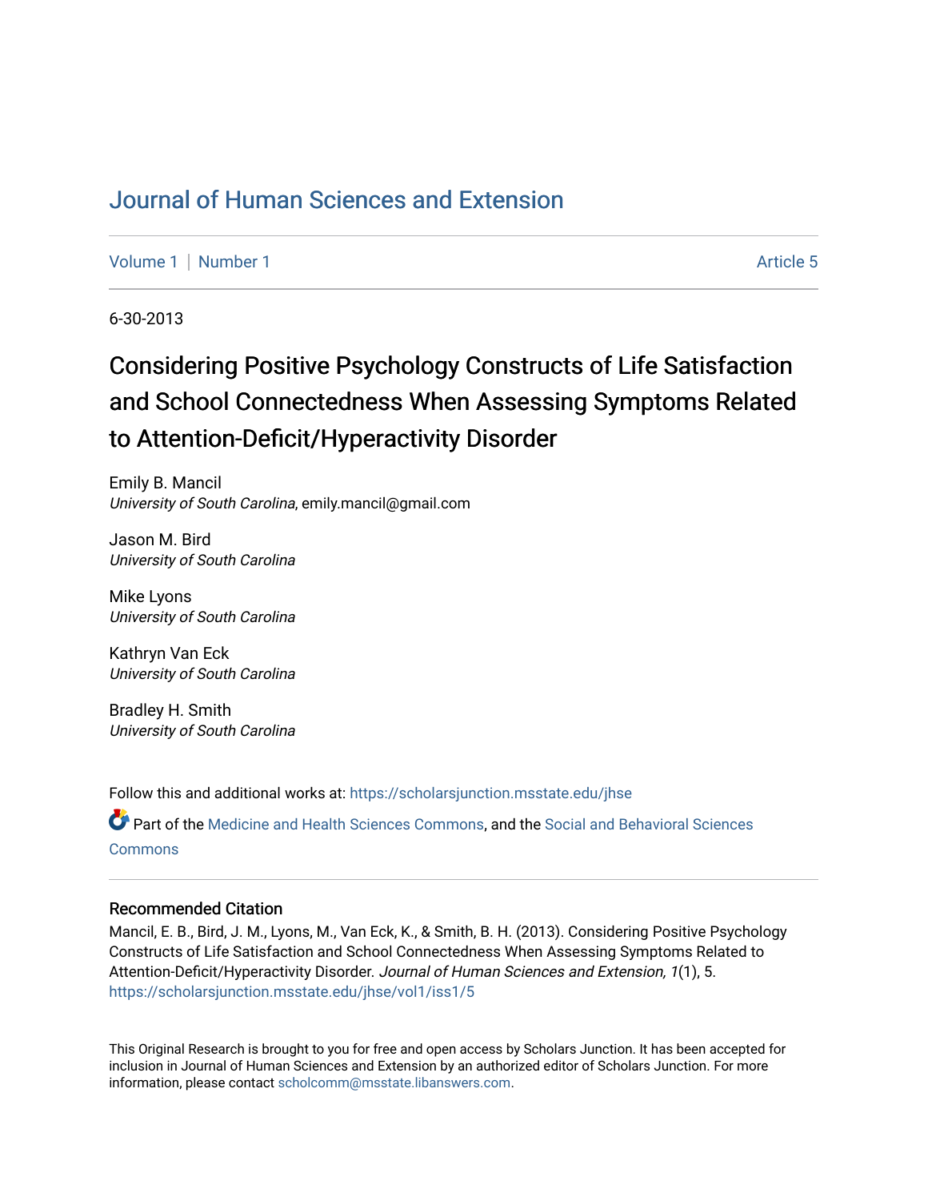# Journal of Human Sciences and Extension

Volume 1 | Number 1 Article 5

6-30-2013

# Considering Positive Psychology Constructs of Life Satisfaction and School Connectedness When Assessing Symptoms Related to Attention-Deficit/Hyperactivity Disorder

Emily B. Mancil
*University of South Carolina*, emily.mancil@gmail.com

Jason M. Bird
*University of South Carolina*

Mike Lyons
*University of South Carolina*

Kathryn Van Eck
*University of South Carolina*

Bradley H. Smith
*University of South Carolina*

Follow this and additional works at: https://scholarsjunction.msstate.edu/jhse

Part of the Medicine and Health Sciences Commons, and the Social and Behavioral Sciences Commons

## Recommended Citation

Mancil, E. B., Bird, J. M., Lyons, M., Van Eck, K., & Smith, B. H. (2013). Considering Positive Psychology Constructs of Life Satisfaction and School Connectedness When Assessing Symptoms Related to Attention-Deficit/Hyperactivity Disorder. *Journal of Human Sciences and Extension, 1*(1), 5. https://scholarsjunction.msstate.edu/jhse/vol1/iss1/5

This Original Research is brought to you for free and open access by Scholars Junction. It has been accepted for inclusion in Journal of Human Sciences and Extension by an authorized editor of Scholars Junction. For more information, please contact scholcomm@msstate.libanswers.com.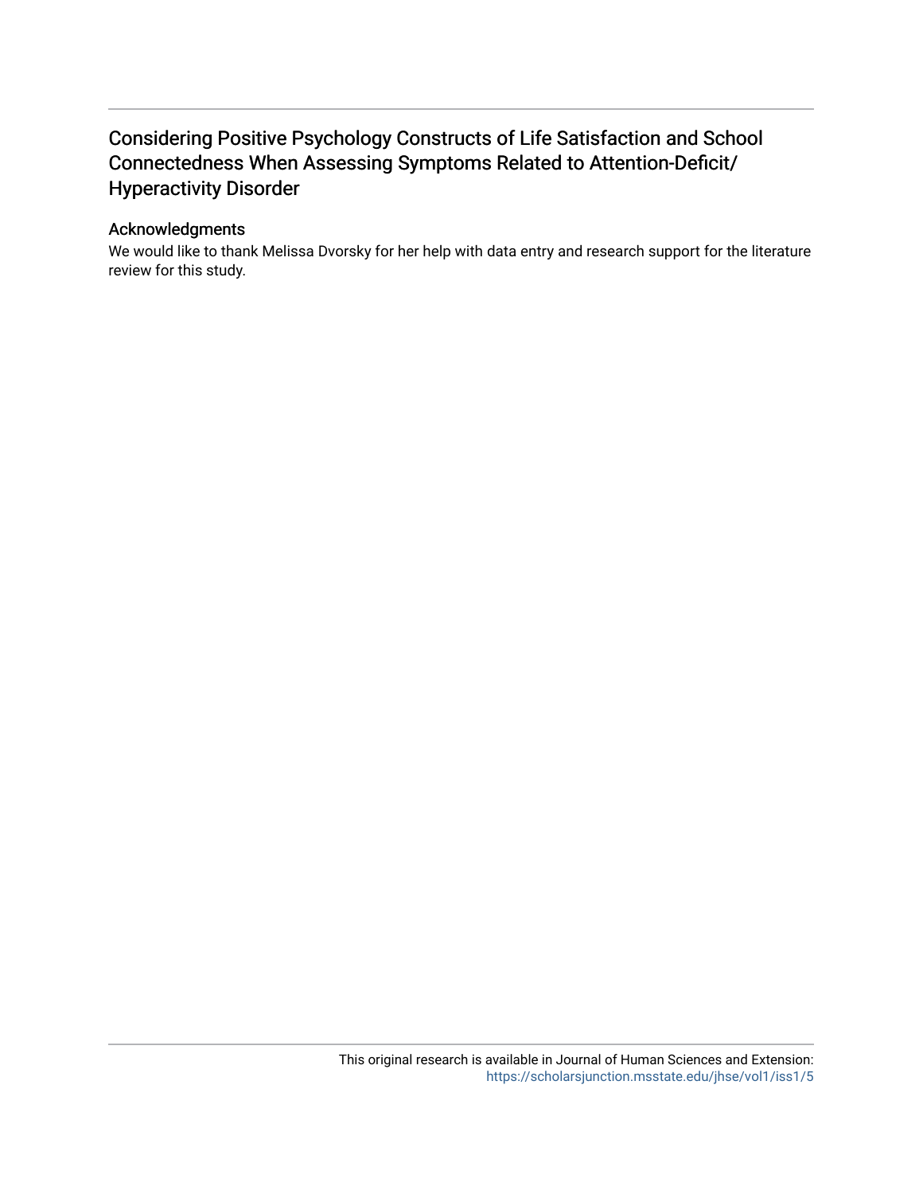# Considering Positive Psychology Constructs of Life Satisfaction and School Connectedness When Assessing Symptoms Related to Attention-Deficit/Hyperactivity Disorder

## Acknowledgments

We would like to thank Melissa Dvorsky for her help with data entry and research support for the literature review for this study.

This original research is available in Journal of Human Sciences and Extension: https://scholarsjunction.msstate.edu/jhse/vol1/iss1/5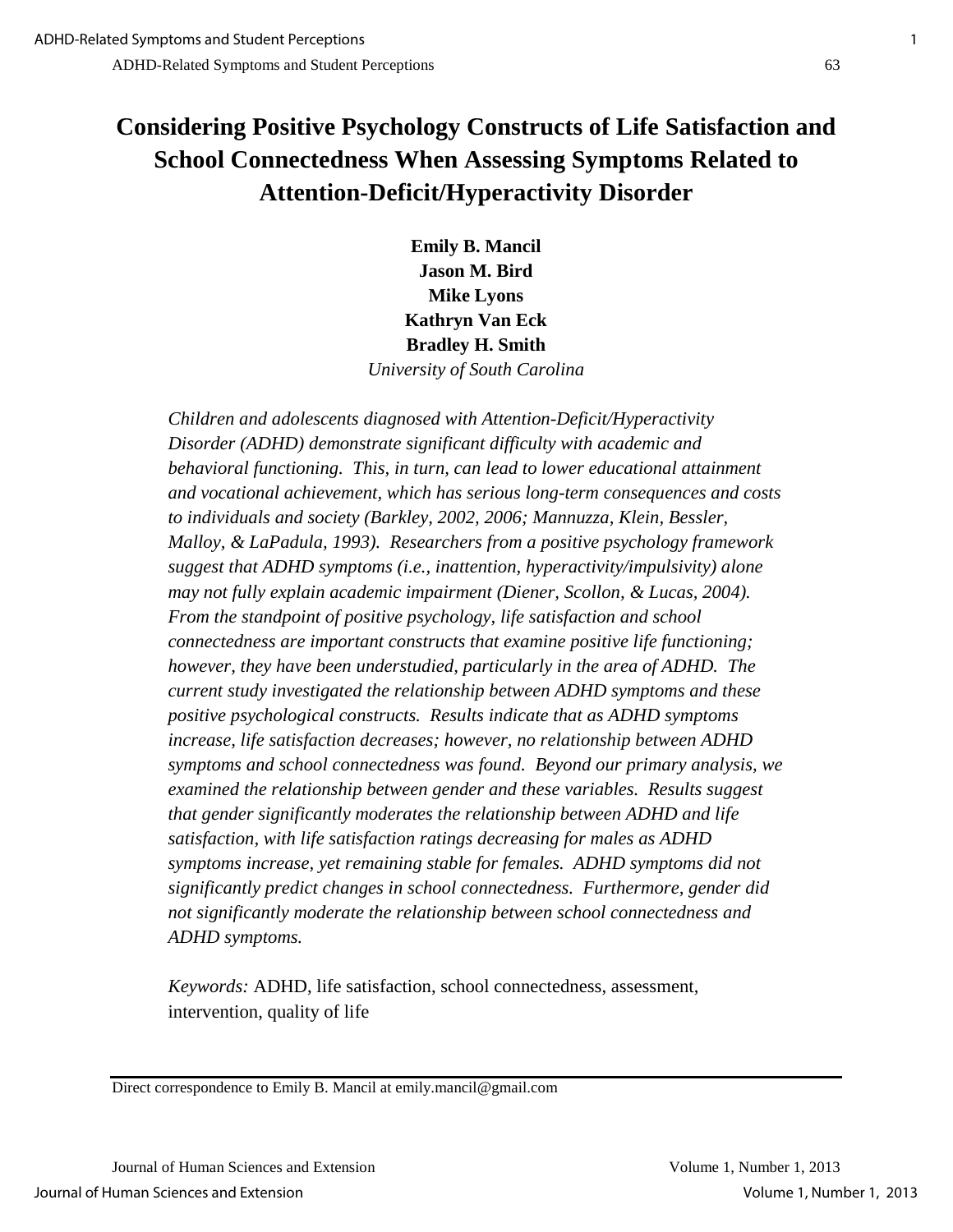# Considering Positive Psychology Constructs of Life Satisfaction and School Connectedness When Assessing Symptoms Related to Attention-Deficit/Hyperactivity Disorder

**Emily B. Mancil**
**Jason M. Bird**
**Mike Lyons**
**Kathryn Van Eck**
**Bradley H. Smith**
*University of South Carolina*

*Children and adolescents diagnosed with Attention-Deficit/Hyperactivity Disorder (ADHD) demonstrate significant difficulty with academic and behavioral functioning. This, in turn, can lead to lower educational attainment and vocational achievement, which has serious long-term consequences and costs to individuals and society (Barkley, 2002, 2006; Mannuzza, Klein, Bessler, Malloy, & LaPadula, 1993). Researchers from a positive psychology framework suggest that ADHD symptoms (i.e., inattention, hyperactivity/impulsivity) alone may not fully explain academic impairment (Diener, Scollon, & Lucas, 2004). From the standpoint of positive psychology, life satisfaction and school connectedness are important constructs that examine positive life functioning; however, they have been understudied, particularly in the area of ADHD. The current study investigated the relationship between ADHD symptoms and these positive psychological constructs. Results indicate that as ADHD symptoms increase, life satisfaction decreases; however, no relationship between ADHD symptoms and school connectedness was found. Beyond our primary analysis, we examined the relationship between gender and these variables. Results suggest that gender significantly moderates the relationship between ADHD and life satisfaction, with life satisfaction ratings decreasing for males as ADHD symptoms increase, yet remaining stable for females. ADHD symptoms did not significantly predict changes in school connectedness. Furthermore, gender did not significantly moderate the relationship between school connectedness and ADHD symptoms.*

*Keywords:* ADHD, life satisfaction, school connectedness, assessment, intervention, quality of life

Direct correspondence to Emily B. Mancil at emily.mancil@gmail.com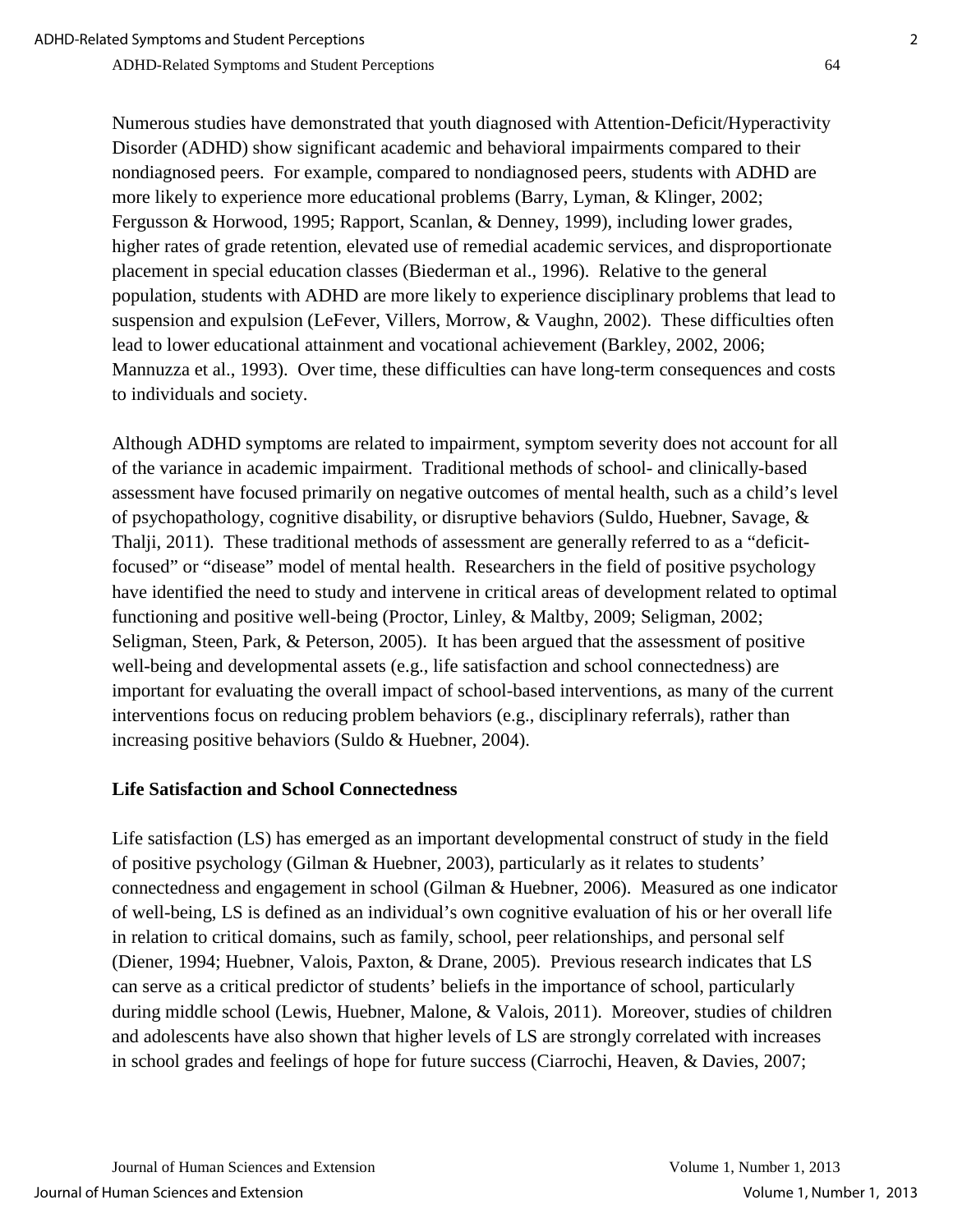Numerous studies have demonstrated that youth diagnosed with Attention-Deficit/Hyperactivity Disorder (ADHD) show significant academic and behavioral impairments compared to their nondiagnosed peers. For example, compared to nondiagnosed peers, students with ADHD are more likely to experience more educational problems (Barry, Lyman, & Klinger, 2002; Fergusson & Horwood, 1995; Rapport, Scanlan, & Denney, 1999), including lower grades, higher rates of grade retention, elevated use of remedial academic services, and disproportionate placement in special education classes (Biederman et al., 1996). Relative to the general population, students with ADHD are more likely to experience disciplinary problems that lead to suspension and expulsion (LeFever, Villers, Morrow, & Vaughn, 2002). These difficulties often lead to lower educational attainment and vocational achievement (Barkley, 2002, 2006; Mannuzza et al., 1993). Over time, these difficulties can have long-term consequences and costs to individuals and society.

Although ADHD symptoms are related to impairment, symptom severity does not account for all of the variance in academic impairment. Traditional methods of school- and clinically-based assessment have focused primarily on negative outcomes of mental health, such as a child's level of psychopathology, cognitive disability, or disruptive behaviors (Suldo, Huebner, Savage, & Thalji, 2011). These traditional methods of assessment are generally referred to as a "deficit-focused" or "disease" model of mental health. Researchers in the field of positive psychology have identified the need to study and intervene in critical areas of development related to optimal functioning and positive well-being (Proctor, Linley, & Maltby, 2009; Seligman, 2002; Seligman, Steen, Park, & Peterson, 2005). It has been argued that the assessment of positive well-being and developmental assets (e.g., life satisfaction and school connectedness) are important for evaluating the overall impact of school-based interventions, as many of the current interventions focus on reducing problem behaviors (e.g., disciplinary referrals), rather than increasing positive behaviors (Suldo & Huebner, 2004).

## Life Satisfaction and School Connectedness

Life satisfaction (LS) has emerged as an important developmental construct of study in the field of positive psychology (Gilman & Huebner, 2003), particularly as it relates to students' connectedness and engagement in school (Gilman & Huebner, 2006). Measured as one indicator of well-being, LS is defined as an individual's own cognitive evaluation of his or her overall life in relation to critical domains, such as family, school, peer relationships, and personal self (Diener, 1994; Huebner, Valois, Paxton, & Drane, 2005). Previous research indicates that LS can serve as a critical predictor of students' beliefs in the importance of school, particularly during middle school (Lewis, Huebner, Malone, & Valois, 2011). Moreover, studies of children and adolescents have also shown that higher levels of LS are strongly correlated with increases in school grades and feelings of hope for future success (Ciarrochi, Heaven, & Davies, 2007;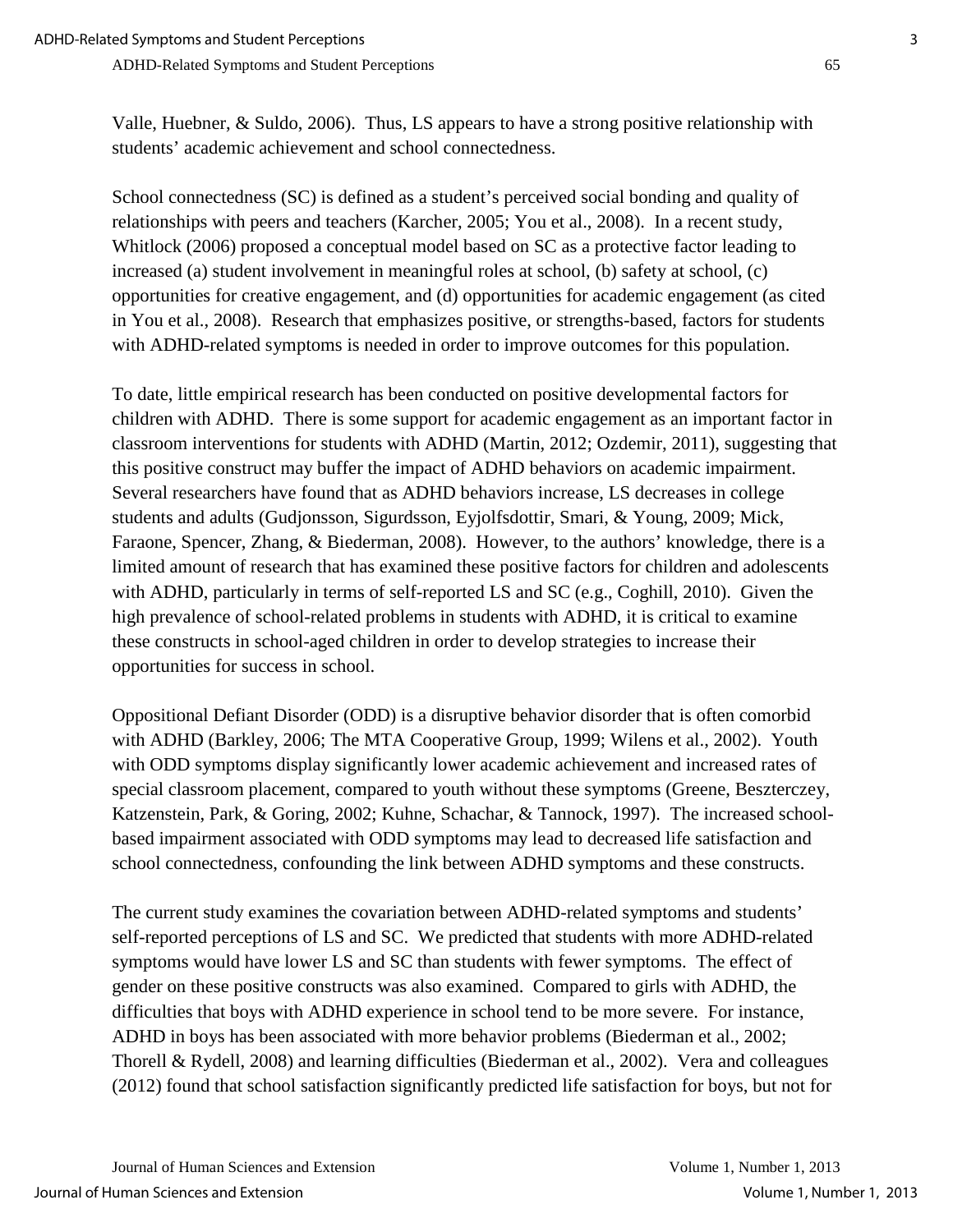Valle, Huebner, & Suldo, 2006). Thus, LS appears to have a strong positive relationship with students' academic achievement and school connectedness.

School connectedness (SC) is defined as a student's perceived social bonding and quality of relationships with peers and teachers (Karcher, 2005; You et al., 2008). In a recent study, Whitlock (2006) proposed a conceptual model based on SC as a protective factor leading to increased (a) student involvement in meaningful roles at school, (b) safety at school, (c) opportunities for creative engagement, and (d) opportunities for academic engagement (as cited in You et al., 2008). Research that emphasizes positive, or strengths-based, factors for students with ADHD-related symptoms is needed in order to improve outcomes for this population.

To date, little empirical research has been conducted on positive developmental factors for children with ADHD. There is some support for academic engagement as an important factor in classroom interventions for students with ADHD (Martin, 2012; Ozdemir, 2011), suggesting that this positive construct may buffer the impact of ADHD behaviors on academic impairment. Several researchers have found that as ADHD behaviors increase, LS decreases in college students and adults (Gudjonsson, Sigurdsson, Eyjolfsdottir, Smari, & Young, 2009; Mick, Faraone, Spencer, Zhang, & Biederman, 2008). However, to the authors' knowledge, there is a limited amount of research that has examined these positive factors for children and adolescents with ADHD, particularly in terms of self-reported LS and SC (e.g., Coghill, 2010). Given the high prevalence of school-related problems in students with ADHD, it is critical to examine these constructs in school-aged children in order to develop strategies to increase their opportunities for success in school.

Oppositional Defiant Disorder (ODD) is a disruptive behavior disorder that is often comorbid with ADHD (Barkley, 2006; The MTA Cooperative Group, 1999; Wilens et al., 2002). Youth with ODD symptoms display significantly lower academic achievement and increased rates of special classroom placement, compared to youth without these symptoms (Greene, Beszterczey, Katzenstein, Park, & Goring, 2002; Kuhne, Schachar, & Tannock, 1997). The increased school-based impairment associated with ODD symptoms may lead to decreased life satisfaction and school connectedness, confounding the link between ADHD symptoms and these constructs.

The current study examines the covariation between ADHD-related symptoms and students' self-reported perceptions of LS and SC. We predicted that students with more ADHD-related symptoms would have lower LS and SC than students with fewer symptoms. The effect of gender on these positive constructs was also examined. Compared to girls with ADHD, the difficulties that boys with ADHD experience in school tend to be more severe. For instance, ADHD in boys has been associated with more behavior problems (Biederman et al., 2002; Thorell & Rydell, 2008) and learning difficulties (Biederman et al., 2002). Vera and colleagues (2012) found that school satisfaction significantly predicted life satisfaction for boys, but not for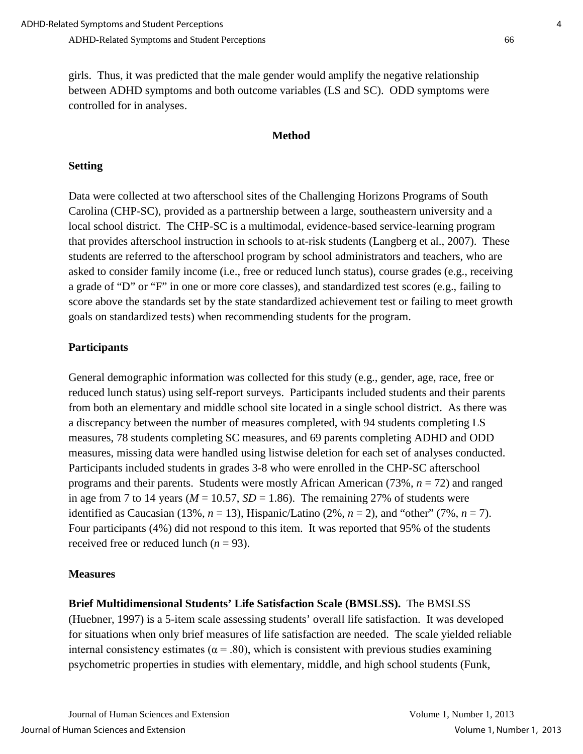girls. Thus, it was predicted that the male gender would amplify the negative relationship between ADHD symptoms and both outcome variables (LS and SC). ODD symptoms were controlled for in analyses.

## Method

### Setting

Data were collected at two afterschool sites of the Challenging Horizons Programs of South Carolina (CHP-SC), provided as a partnership between a large, southeastern university and a local school district. The CHP-SC is a multimodal, evidence-based service-learning program that provides afterschool instruction in schools to at-risk students (Langberg et al., 2007). These students are referred to the afterschool program by school administrators and teachers, who are asked to consider family income (i.e., free or reduced lunch status), course grades (e.g., receiving a grade of "D" or "F" in one or more core classes), and standardized test scores (e.g., failing to score above the standards set by the state standardized achievement test or failing to meet growth goals on standardized tests) when recommending students for the program.

### Participants

General demographic information was collected for this study (e.g., gender, age, race, free or reduced lunch status) using self-report surveys. Participants included students and their parents from both an elementary and middle school site located in a single school district. As there was a discrepancy between the number of measures completed, with 94 students completing LS measures, 78 students completing SC measures, and 69 parents completing ADHD and ODD measures, missing data were handled using listwise deletion for each set of analyses conducted. Participants included students in grades 3-8 who were enrolled in the CHP-SC afterschool programs and their parents. Students were mostly African American (73%, $n = 72$) and ranged in age from 7 to 14 years ($M = 10.57$, $SD = 1.86$). The remaining 27% of students were identified as Caucasian (13%, $n = 13$), Hispanic/Latino (2%, $n = 2$), and "other" (7%, $n = 7$). Four participants (4%) did not respond to this item. It was reported that 95% of the students received free or reduced lunch ($n = 93$).

### Measures

**Brief Multidimensional Students' Life Satisfaction Scale (BMSLSS).** The BMSLSS (Huebner, 1997) is a 5-item scale assessing students' overall life satisfaction. It was developed for situations when only brief measures of life satisfaction are needed. The scale yielded reliable internal consistency estimates ($\alpha = .80$), which is consistent with previous studies examining psychometric properties in studies with elementary, middle, and high school students (Funk,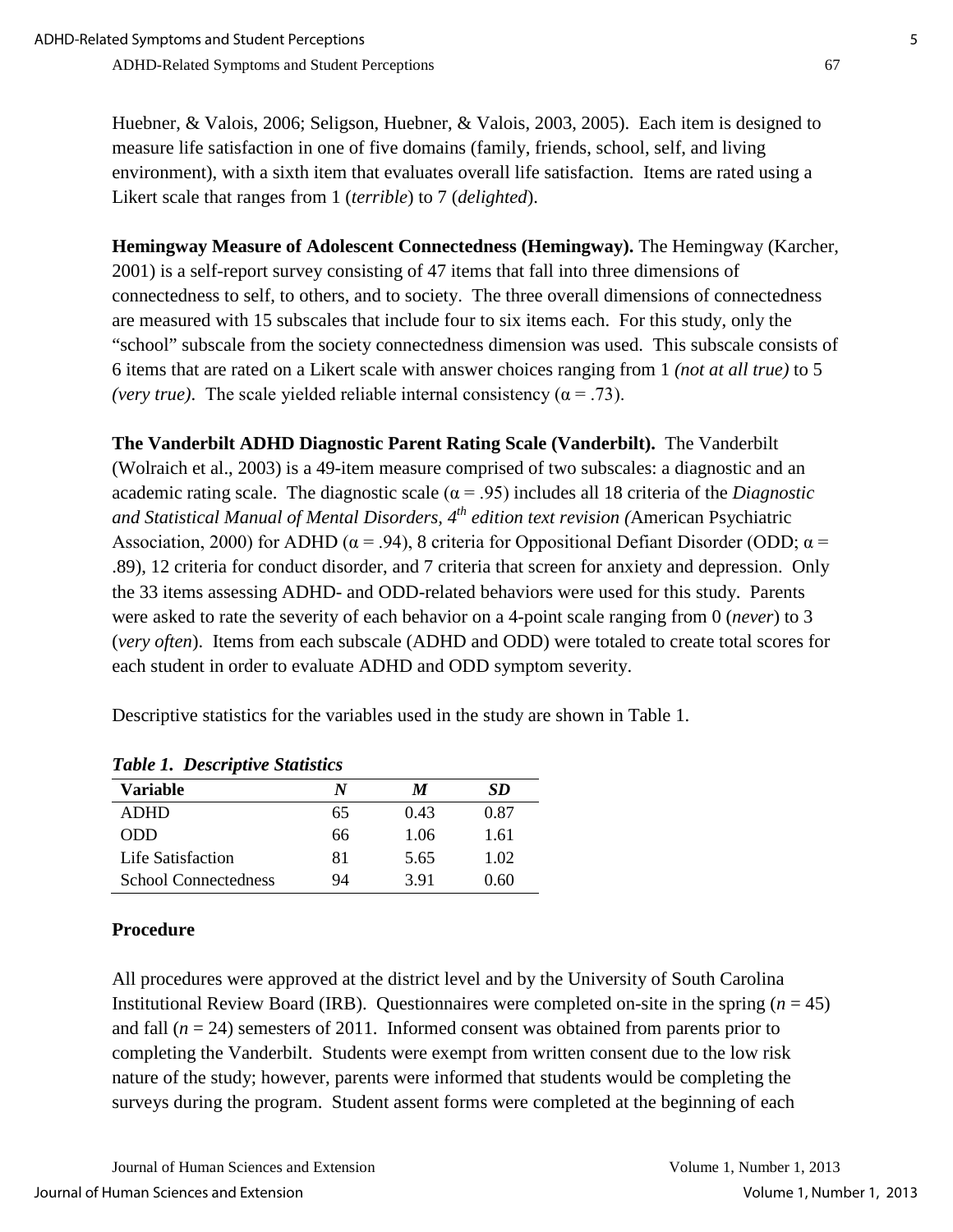Huebner, & Valois, 2006; Seligson, Huebner, & Valois, 2003, 2005). Each item is designed to measure life satisfaction in one of five domains (family, friends, school, self, and living environment), with a sixth item that evaluates overall life satisfaction. Items are rated using a Likert scale that ranges from 1 (*terrible*) to 7 (*delighted*).

**Hemingway Measure of Adolescent Connectedness (Hemingway).** The Hemingway (Karcher, 2001) is a self-report survey consisting of 47 items that fall into three dimensions of connectedness to self, to others, and to society. The three overall dimensions of connectedness are measured with 15 subscales that include four to six items each. For this study, only the "school" subscale from the society connectedness dimension was used. This subscale consists of 6 items that are rated on a Likert scale with answer choices ranging from 1 *(not at all true)* to 5 *(very true)*. The scale yielded reliable internal consistency ($\alpha = .73$).

**The Vanderbilt ADHD Diagnostic Parent Rating Scale (Vanderbilt).** The Vanderbilt (Wolraich et al., 2003) is a 49-item measure comprised of two subscales: a diagnostic and an academic rating scale. The diagnostic scale ($\alpha = .95$) includes all 18 criteria of the *Diagnostic and Statistical Manual of Mental Disorders, 4th edition text revision (*American Psychiatric Association, 2000) for ADHD ($\alpha = .94$), 8 criteria for Oppositional Defiant Disorder (ODD; $\alpha = .89$), 12 criteria for conduct disorder, and 7 criteria that screen for anxiety and depression. Only the 33 items assessing ADHD- and ODD-related behaviors were used for this study. Parents were asked to rate the severity of each behavior on a 4-point scale ranging from 0 (*never*) to 3 (*very often*). Items from each subscale (ADHD and ODD) were totaled to create total scores for each student in order to evaluate ADHD and ODD symptom severity.

Descriptive statistics for the variables used in the study are shown in Table 1.

***Table 1. Descriptive Statistics***

| Variable | *N* | *M* | *SD* |
|---|---|---|---|
| ADHD | 65 | 0.43 | 0.87 |
| ODD | 66 | 1.06 | 1.61 |
| Life Satisfaction | 81 | 5.65 | 1.02 |
| School Connectedness | 94 | 3.91 | 0.60 |

## Procedure

All procedures were approved at the district level and by the University of South Carolina Institutional Review Board (IRB). Questionnaires were completed on-site in the spring ($n = 45$) and fall ($n = 24$) semesters of 2011. Informed consent was obtained from parents prior to completing the Vanderbilt. Students were exempt from written consent due to the low risk nature of the study; however, parents were informed that students would be completing the surveys during the program. Student assent forms were completed at the beginning of each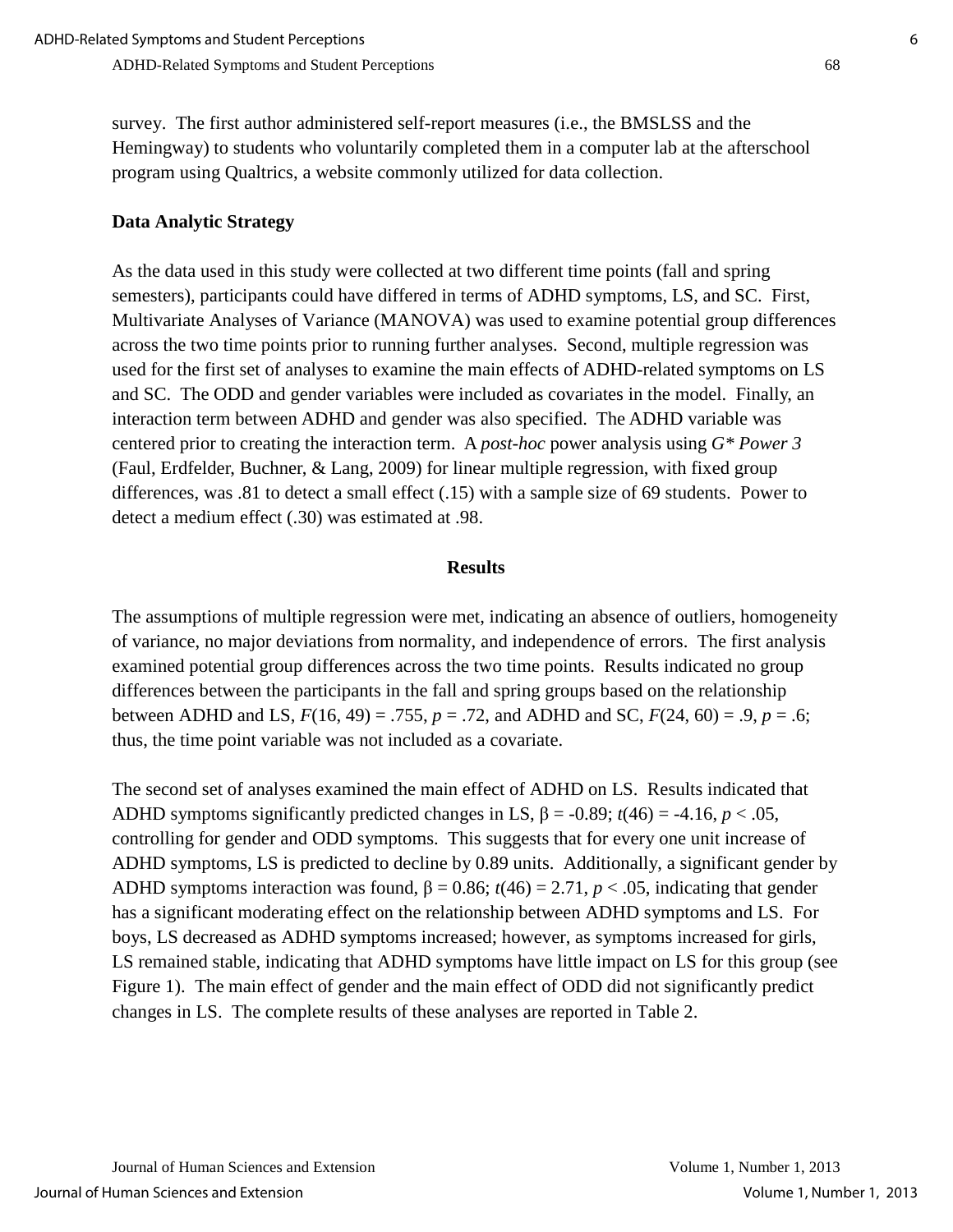survey. The first author administered self-report measures (i.e., the BMSLSS and the Hemingway) to students who voluntarily completed them in a computer lab at the afterschool program using Qualtrics, a website commonly utilized for data collection.

### Data Analytic Strategy

As the data used in this study were collected at two different time points (fall and spring semesters), participants could have differed in terms of ADHD symptoms, LS, and SC. First, Multivariate Analyses of Variance (MANOVA) was used to examine potential group differences across the two time points prior to running further analyses. Second, multiple regression was used for the first set of analyses to examine the main effects of ADHD-related symptoms on LS and SC. The ODD and gender variables were included as covariates in the model. Finally, an interaction term between ADHD and gender was also specified. The ADHD variable was centered prior to creating the interaction term. A *post-hoc* power analysis using *G\* Power 3* (Faul, Erdfelder, Buchner, & Lang, 2009) for linear multiple regression, with fixed group differences, was .81 to detect a small effect (.15) with a sample size of 69 students. Power to detect a medium effect (.30) was estimated at .98.

## Results

The assumptions of multiple regression were met, indicating an absence of outliers, homogeneity of variance, no major deviations from normality, and independence of errors. The first analysis examined potential group differences across the two time points. Results indicated no group differences between the participants in the fall and spring groups based on the relationship between ADHD and LS, $F(16, 49) = .755$, $p = .72$, and ADHD and SC, $F(24, 60) = .9$, $p = .6$; thus, the time point variable was not included as a covariate.

The second set of analyses examined the main effect of ADHD on LS. Results indicated that ADHD symptoms significantly predicted changes in LS, $\beta = -0.89$; $t(46) = -4.16$, $p < .05$, controlling for gender and ODD symptoms. This suggests that for every one unit increase of ADHD symptoms, LS is predicted to decline by 0.89 units. Additionally, a significant gender by ADHD symptoms interaction was found, $\beta = 0.86$; $t(46) = 2.71$, $p < .05$, indicating that gender has a significant moderating effect on the relationship between ADHD symptoms and LS. For boys, LS decreased as ADHD symptoms increased; however, as symptoms increased for girls, LS remained stable, indicating that ADHD symptoms have little impact on LS for this group (see Figure 1). The main effect of gender and the main effect of ODD did not significantly predict changes in LS. The complete results of these analyses are reported in Table 2.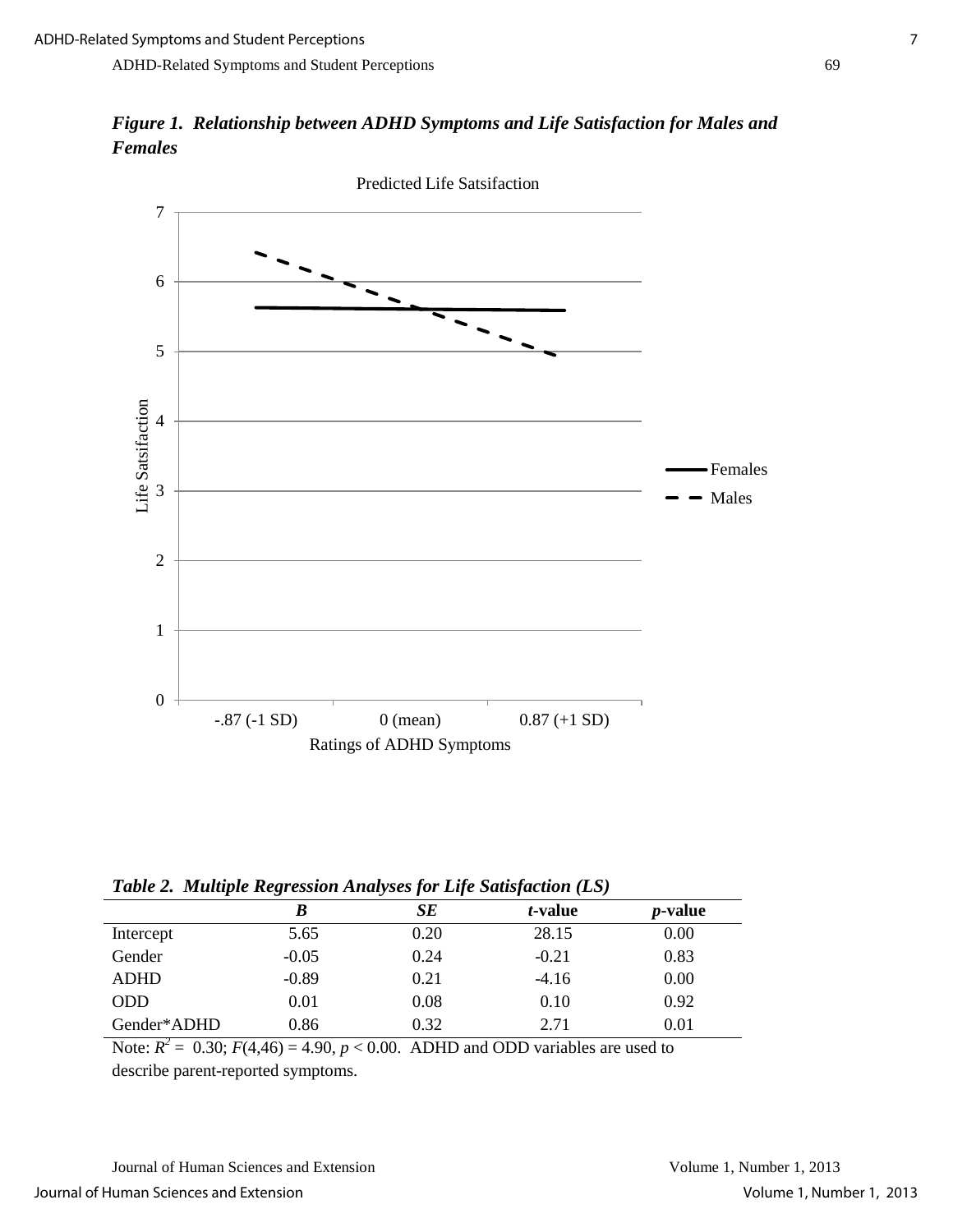***Figure 1. Relationship between ADHD Symptoms and Life Satisfaction for Males and Females***

***Table 2. Multiple Regression Analyses for Life Satisfaction (LS)***

| | ***B*** | ***SE*** | ***t*-value** | ***p*-value** |
|---|---|---|---|---|
| Intercept | 5.65 | 0.20 | 28.15 | 0.00 |
| Gender | -0.05 | 0.24 | -0.21 | 0.83 |
| ADHD | -0.89 | 0.21 | -4.16 | 0.00 |
| ODD | 0.01 | 0.08 | 0.10 | 0.92 |
| Gender*ADHD | 0.86 | 0.32 | 2.71 | 0.01 |

Note: $R^2$ = 0.30; $F(4,46) = 4.90$, $p < 0.00$. ADHD and ODD variables are used to describe parent-reported symptoms.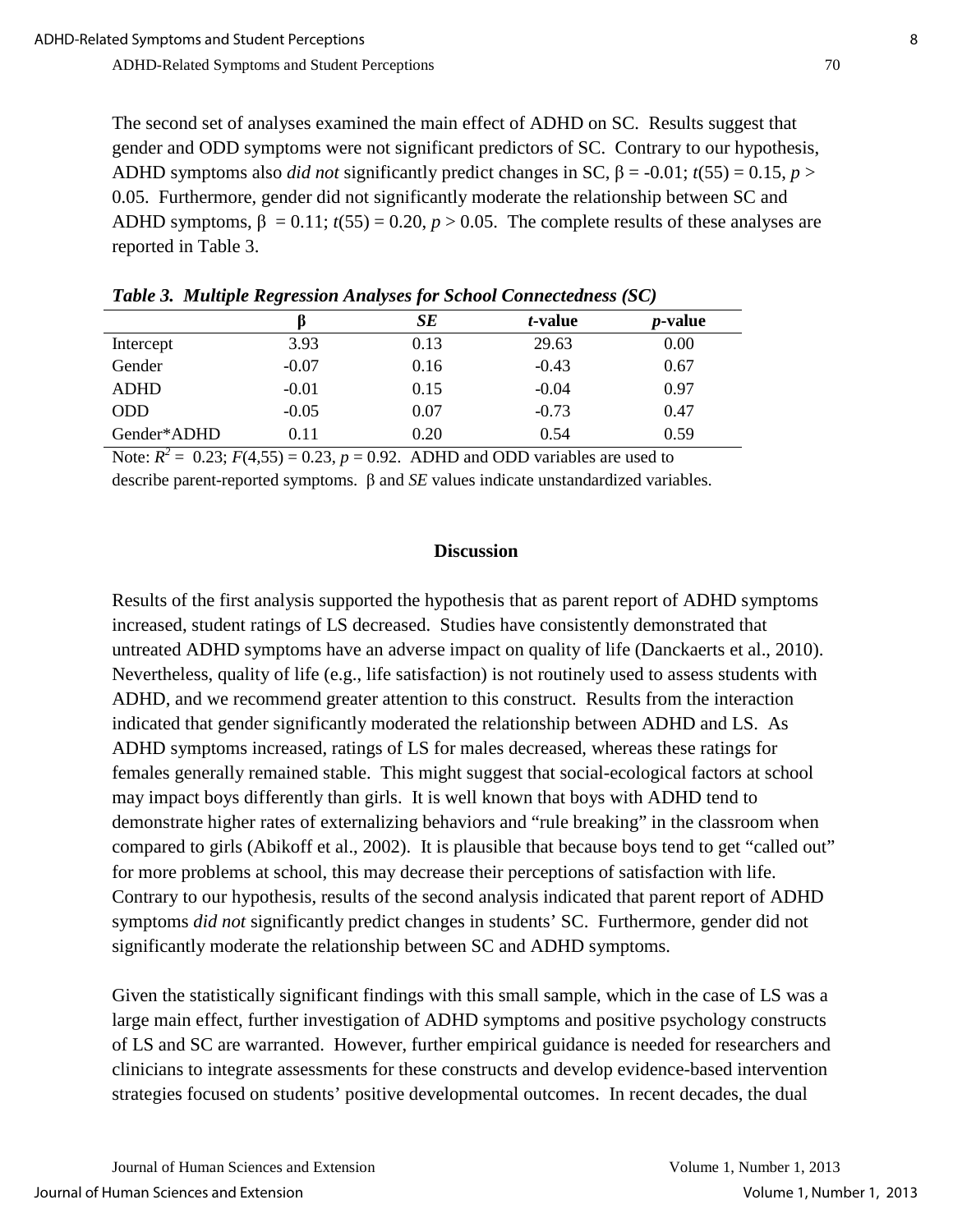The second set of analyses examined the main effect of ADHD on SC. Results suggest that gender and ODD symptoms were not significant predictors of SC. Contrary to our hypothesis, ADHD symptoms also *did not* significantly predict changes in SC, $\beta = -0.01$; $t(55) = 0.15$, $p > 0.05$. Furthermore, gender did not significantly moderate the relationship between SC and ADHD symptoms, $\beta = 0.11$; $t(55) = 0.20$, $p > 0.05$. The complete results of these analyses are reported in Table 3.

***Table 3. Multiple Regression Analyses for School Connectedness (SC)***

| | β | *SE* | *t*-value | *p*-value |
|---|---|---|---|---|
| Intercept | 3.93 | 0.13 | 29.63 | 0.00 |
| Gender | -0.07 | 0.16 | -0.43 | 0.67 |
| ADHD | -0.01 | 0.15 | -0.04 | 0.97 |
| ODD | -0.05 | 0.07 | -0.73 | 0.47 |
| Gender*ADHD | 0.11 | 0.20 | 0.54 | 0.59 |

Note: $R^2 = 0.23$; $F(4,55) = 0.23$, $p = 0.92$. ADHD and ODD variables are used to describe parent-reported symptoms. β and *SE* values indicate unstandardized variables.

## Discussion

Results of the first analysis supported the hypothesis that as parent report of ADHD symptoms increased, student ratings of LS decreased. Studies have consistently demonstrated that untreated ADHD symptoms have an adverse impact on quality of life (Danckaerts et al., 2010). Nevertheless, quality of life (e.g., life satisfaction) is not routinely used to assess students with ADHD, and we recommend greater attention to this construct. Results from the interaction indicated that gender significantly moderated the relationship between ADHD and LS. As ADHD symptoms increased, ratings of LS for males decreased, whereas these ratings for females generally remained stable. This might suggest that social-ecological factors at school may impact boys differently than girls. It is well known that boys with ADHD tend to demonstrate higher rates of externalizing behaviors and "rule breaking" in the classroom when compared to girls (Abikoff et al., 2002). It is plausible that because boys tend to get "called out" for more problems at school, this may decrease their perceptions of satisfaction with life. Contrary to our hypothesis, results of the second analysis indicated that parent report of ADHD symptoms *did not* significantly predict changes in students' SC. Furthermore, gender did not significantly moderate the relationship between SC and ADHD symptoms.

Given the statistically significant findings with this small sample, which in the case of LS was a large main effect, further investigation of ADHD symptoms and positive psychology constructs of LS and SC are warranted. However, further empirical guidance is needed for researchers and clinicians to integrate assessments for these constructs and develop evidence-based intervention strategies focused on students' positive developmental outcomes. In recent decades, the dual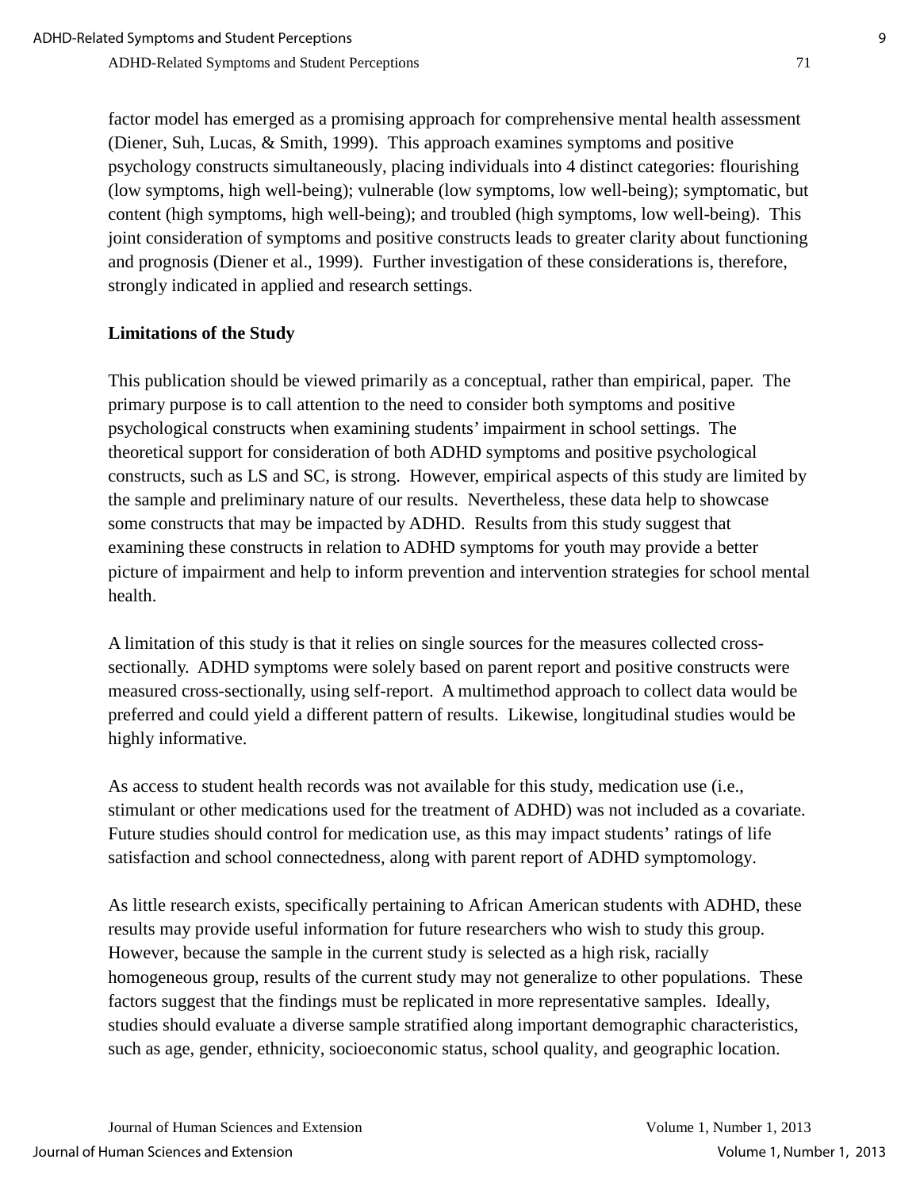factor model has emerged as a promising approach for comprehensive mental health assessment (Diener, Suh, Lucas, & Smith, 1999). This approach examines symptoms and positive psychology constructs simultaneously, placing individuals into 4 distinct categories: flourishing (low symptoms, high well-being); vulnerable (low symptoms, low well-being); symptomatic, but content (high symptoms, high well-being); and troubled (high symptoms, low well-being). This joint consideration of symptoms and positive constructs leads to greater clarity about functioning and prognosis (Diener et al., 1999). Further investigation of these considerations is, therefore, strongly indicated in applied and research settings.

## Limitations of the Study

This publication should be viewed primarily as a conceptual, rather than empirical, paper. The primary purpose is to call attention to the need to consider both symptoms and positive psychological constructs when examining students' impairment in school settings. The theoretical support for consideration of both ADHD symptoms and positive psychological constructs, such as LS and SC, is strong. However, empirical aspects of this study are limited by the sample and preliminary nature of our results. Nevertheless, these data help to showcase some constructs that may be impacted by ADHD. Results from this study suggest that examining these constructs in relation to ADHD symptoms for youth may provide a better picture of impairment and help to inform prevention and intervention strategies for school mental health.

A limitation of this study is that it relies on single sources for the measures collected cross-sectionally. ADHD symptoms were solely based on parent report and positive constructs were measured cross-sectionally, using self-report. A multimethod approach to collect data would be preferred and could yield a different pattern of results. Likewise, longitudinal studies would be highly informative.

As access to student health records was not available for this study, medication use (i.e., stimulant or other medications used for the treatment of ADHD) was not included as a covariate. Future studies should control for medication use, as this may impact students' ratings of life satisfaction and school connectedness, along with parent report of ADHD symptomology.

As little research exists, specifically pertaining to African American students with ADHD, these results may provide useful information for future researchers who wish to study this group. However, because the sample in the current study is selected as a high risk, racially homogeneous group, results of the current study may not generalize to other populations. These factors suggest that the findings must be replicated in more representative samples. Ideally, studies should evaluate a diverse sample stratified along important demographic characteristics, such as age, gender, ethnicity, socioeconomic status, school quality, and geographic location.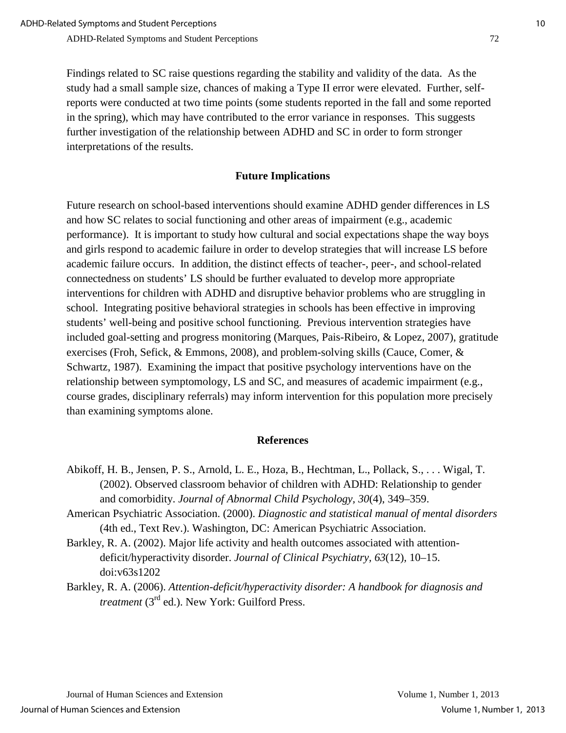Findings related to SC raise questions regarding the stability and validity of the data. As the study had a small sample size, chances of making a Type II error were elevated. Further, self-reports were conducted at two time points (some students reported in the fall and some reported in the spring), which may have contributed to the error variance in responses. This suggests further investigation of the relationship between ADHD and SC in order to form stronger interpretations of the results.

## Future Implications

Future research on school-based interventions should examine ADHD gender differences in LS and how SC relates to social functioning and other areas of impairment (e.g., academic performance). It is important to study how cultural and social expectations shape the way boys and girls respond to academic failure in order to develop strategies that will increase LS before academic failure occurs. In addition, the distinct effects of teacher-, peer-, and school-related connectedness on students' LS should be further evaluated to develop more appropriate interventions for children with ADHD and disruptive behavior problems who are struggling in school. Integrating positive behavioral strategies in schools has been effective in improving students' well-being and positive school functioning. Previous intervention strategies have included goal-setting and progress monitoring (Marques, Pais-Ribeiro, & Lopez, 2007), gratitude exercises (Froh, Sefick, & Emmons, 2008), and problem-solving skills (Cauce, Comer, & Schwartz, 1987). Examining the impact that positive psychology interventions have on the relationship between symptomology, LS and SC, and measures of academic impairment (e.g., course grades, disciplinary referrals) may inform intervention for this population more precisely than examining symptoms alone.

## References

Abikoff, H. B., Jensen, P. S., Arnold, L. E., Hoza, B., Hechtman, L., Pollack, S., . . . Wigal, T. (2002). Observed classroom behavior of children with ADHD: Relationship to gender and comorbidity. *Journal of Abnormal Child Psychology, 30*(4), 349–359.

American Psychiatric Association. (2000). *Diagnostic and statistical manual of mental disorders* (4th ed., Text Rev.). Washington, DC: American Psychiatric Association.

Barkley, R. A. (2002). Major life activity and health outcomes associated with attention-deficit/hyperactivity disorder. *Journal of Clinical Psychiatry, 63*(12), 10–15. doi:v63s1202

Barkley, R. A. (2006). *Attention-deficit/hyperactivity disorder: A handbook for diagnosis and treatment* (3rd ed.). New York: Guilford Press.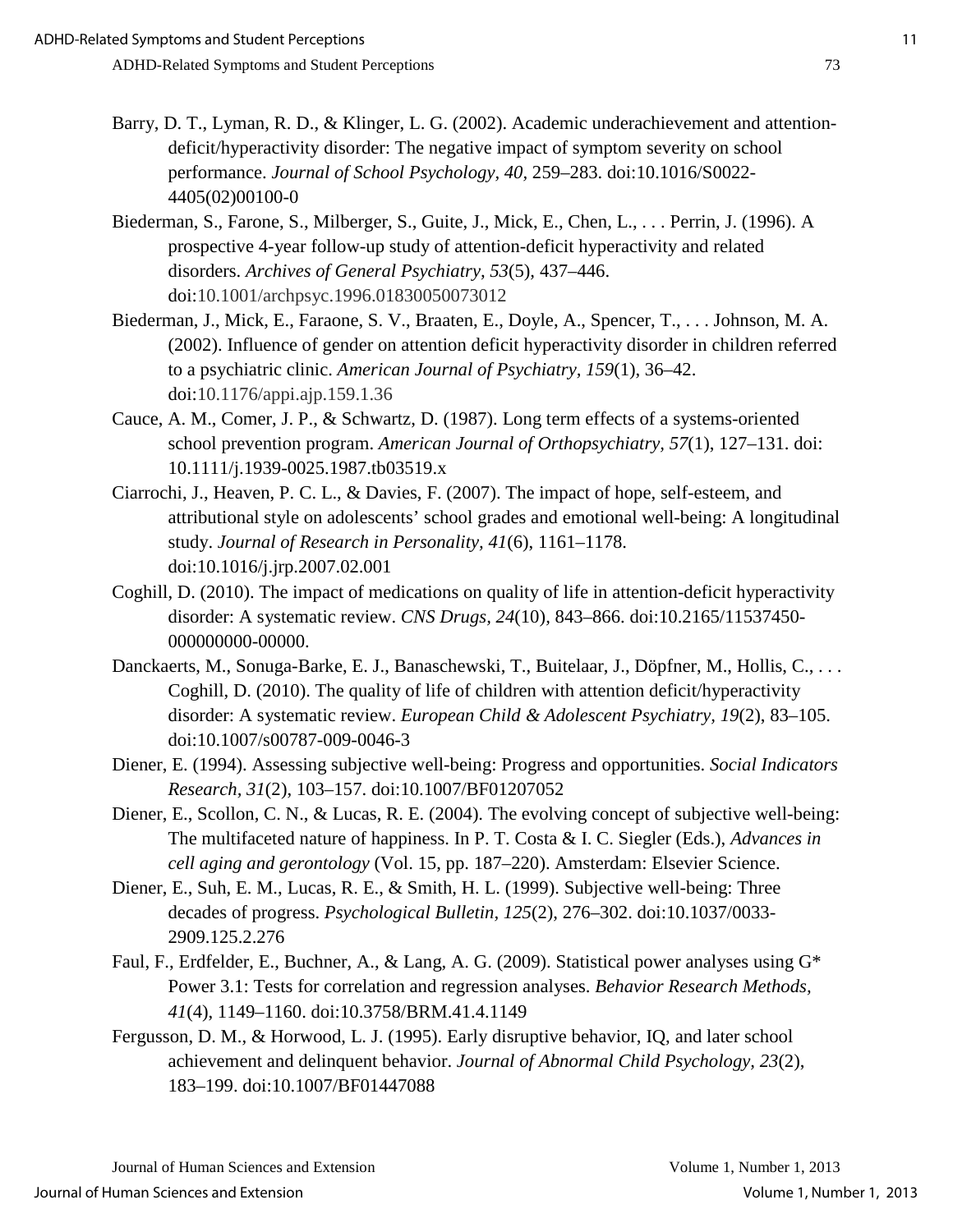Barry, D. T., Lyman, R. D., & Klinger, L. G. (2002). Academic underachievement and attention-deficit/hyperactivity disorder: The negative impact of symptom severity on school performance. *Journal of School Psychology, 40*, 259–283. doi:10.1016/S0022-4405(02)00100-0

Biederman, S., Farone, S., Milberger, S., Guite, J., Mick, E., Chen, L., . . . Perrin, J. (1996). A prospective 4-year follow-up study of attention-deficit hyperactivity and related disorders. *Archives of General Psychiatry, 53*(5), 437–446. doi:10.1001/archpsyc.1996.01830050073012

Biederman, J., Mick, E., Faraone, S. V., Braaten, E., Doyle, A., Spencer, T., . . . Johnson, M. A. (2002). Influence of gender on attention deficit hyperactivity disorder in children referred to a psychiatric clinic. *American Journal of Psychiatry, 159*(1), 36–42. doi:10.1176/appi.ajp.159.1.36

Cauce, A. M., Comer, J. P., & Schwartz, D. (1987). Long term effects of a systems-oriented school prevention program. *American Journal of Orthopsychiatry, 57*(1), 127–131. doi: 10.1111/j.1939-0025.1987.tb03519.x

Ciarrochi, J., Heaven, P. C. L., & Davies, F. (2007). The impact of hope, self-esteem, and attributional style on adolescents' school grades and emotional well-being: A longitudinal study. *Journal of Research in Personality, 41*(6), 1161–1178. doi:10.1016/j.jrp.2007.02.001

Coghill, D. (2010). The impact of medications on quality of life in attention-deficit hyperactivity disorder: A systematic review. *CNS Drugs, 24*(10), 843–866. doi:10.2165/11537450-000000000-00000.

Danckaerts, M., Sonuga-Barke, E. J., Banaschewski, T., Buitelaar, J., Döpfner, M., Hollis, C., . . . Coghill, D. (2010). The quality of life of children with attention deficit/hyperactivity disorder: A systematic review. *European Child & Adolescent Psychiatry, 19*(2), 83–105. doi:10.1007/s00787-009-0046-3

Diener, E. (1994). Assessing subjective well-being: Progress and opportunities. *Social Indicators Research, 31*(2), 103–157. doi:10.1007/BF01207052

Diener, E., Scollon, C. N., & Lucas, R. E. (2004). The evolving concept of subjective well-being: The multifaceted nature of happiness. In P. T. Costa & I. C. Siegler (Eds.), *Advances in cell aging and gerontology* (Vol. 15, pp. 187–220). Amsterdam: Elsevier Science.

Diener, E., Suh, E. M., Lucas, R. E., & Smith, H. L. (1999). Subjective well-being: Three decades of progress. *Psychological Bulletin, 125*(2), 276–302. doi:10.1037/0033-2909.125.2.276

Faul, F., Erdfelder, E., Buchner, A., & Lang, A. G. (2009). Statistical power analyses using G* Power 3.1: Tests for correlation and regression analyses. *Behavior Research Methods, 41*(4), 1149–1160. doi:10.3758/BRM.41.4.1149

Fergusson, D. M., & Horwood, L. J. (1995). Early disruptive behavior, IQ, and later school achievement and delinquent behavior. *Journal of Abnormal Child Psychology, 23*(2), 183–199. doi:10.1007/BF01447088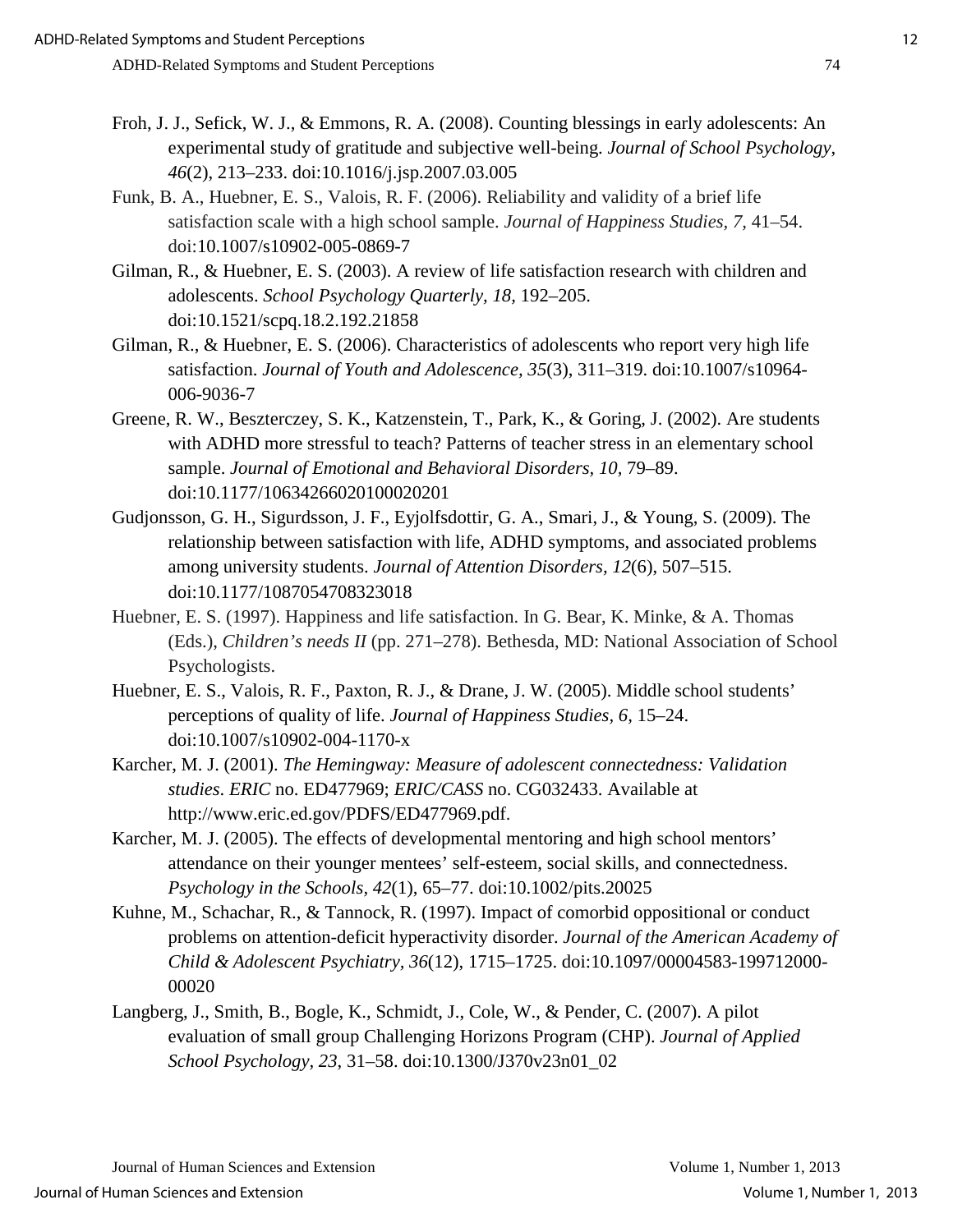Froh, J. J., Sefick, W. J., & Emmons, R. A. (2008). Counting blessings in early adolescents: An experimental study of gratitude and subjective well-being. *Journal of School Psychology*, *46*(2), 213–233. doi:10.1016/j.jsp.2007.03.005

Funk, B. A., Huebner, E. S., Valois, R. F. (2006). Reliability and validity of a brief life satisfaction scale with a high school sample. *Journal of Happiness Studies, 7,* 41–54. doi:10.1007/s10902-005-0869-7

Gilman, R., & Huebner, E. S. (2003). A review of life satisfaction research with children and adolescents. *School Psychology Quarterly, 18,* 192–205. doi:10.1521/scpq.18.2.192.21858

Gilman, R., & Huebner, E. S. (2006). Characteristics of adolescents who report very high life satisfaction. *Journal of Youth and Adolescence, 35*(3), 311–319. doi:10.1007/s10964-006-9036-7

Greene, R. W., Beszterczey, S. K., Katzenstein, T., Park, K., & Goring, J. (2002). Are students with ADHD more stressful to teach? Patterns of teacher stress in an elementary school sample. *Journal of Emotional and Behavioral Disorders, 10,* 79–89. doi:10.1177/10634266020100020201

Gudjonsson, G. H., Sigurdsson, J. F., Eyjolfsdottir, G. A., Smari, J., & Young, S. (2009). The relationship between satisfaction with life, ADHD symptoms, and associated problems among university students. *Journal of Attention Disorders, 12*(6), 507–515. doi:10.1177/1087054708323018

Huebner, E. S. (1997). Happiness and life satisfaction. In G. Bear, K. Minke, & A. Thomas (Eds.), *Children's needs II* (pp. 271–278). Bethesda, MD: National Association of School Psychologists.

Huebner, E. S., Valois, R. F., Paxton, R. J., & Drane, J. W. (2005). Middle school students' perceptions of quality of life. *Journal of Happiness Studies, 6,* 15–24. doi:10.1007/s10902-004-1170-x

Karcher, M. J. (2001). *The Hemingway: Measure of adolescent connectedness: Validation studies*. *ERIC* no. ED477969; *ERIC/CASS* no. CG032433. Available at http://www.eric.ed.gov/PDFS/ED477969.pdf.

Karcher, M. J. (2005). The effects of developmental mentoring and high school mentors' attendance on their younger mentees' self-esteem, social skills, and connectedness. *Psychology in the Schools, 42*(1), 65–77. doi:10.1002/pits.20025

Kuhne, M., Schachar, R., & Tannock, R. (1997). Impact of comorbid oppositional or conduct problems on attention-deficit hyperactivity disorder. *Journal of the American Academy of Child & Adolescent Psychiatry, 36*(12), 1715–1725. doi:10.1097/00004583-199712000-00020

Langberg, J., Smith, B., Bogle, K., Schmidt, J., Cole, W., & Pender, C. (2007). A pilot evaluation of small group Challenging Horizons Program (CHP). *Journal of Applied School Psychology, 23,* 31–58. doi:10.1300/J370v23n01_02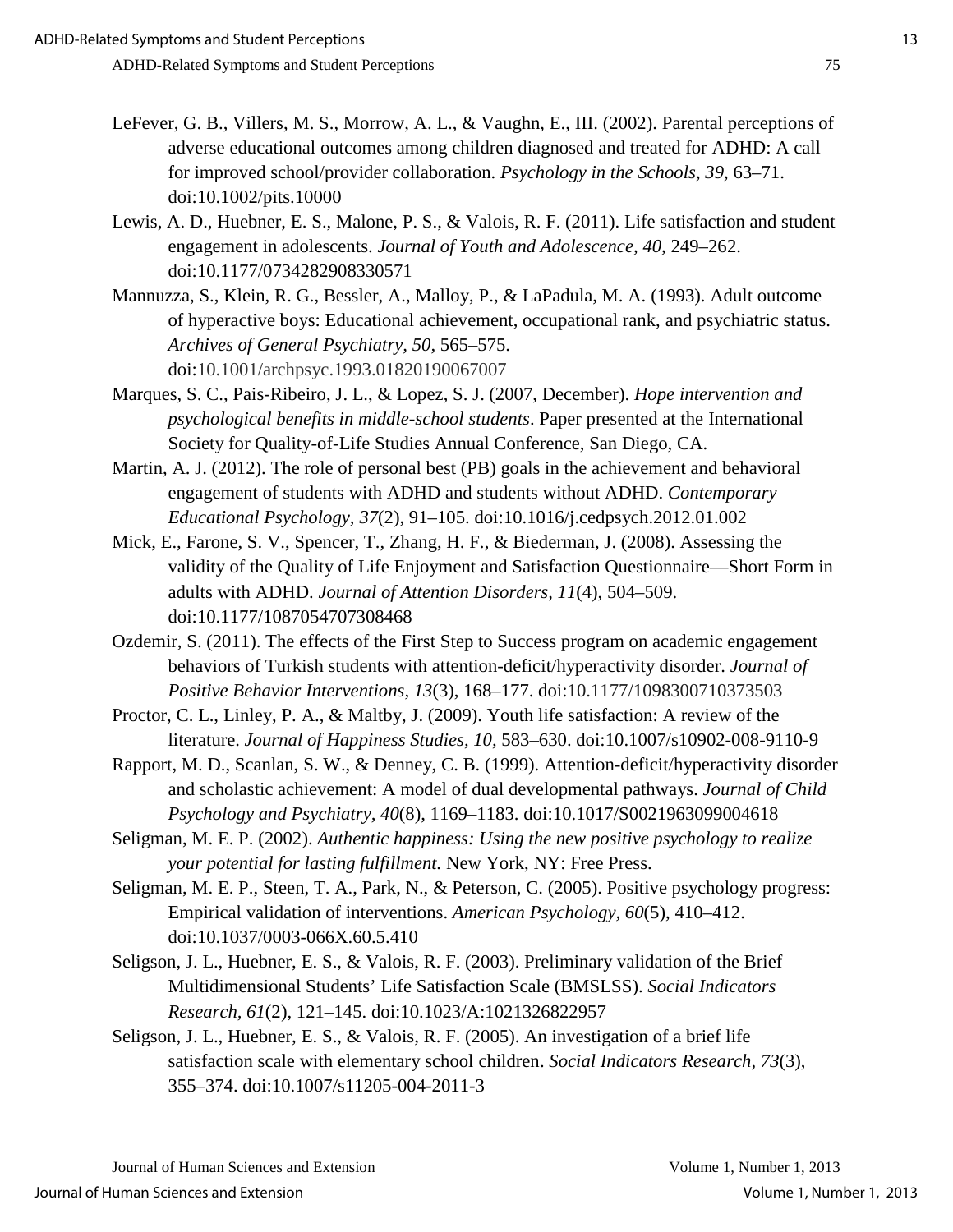LeFever, G. B., Villers, M. S., Morrow, A. L., & Vaughn, E., III. (2002). Parental perceptions of adverse educational outcomes among children diagnosed and treated for ADHD: A call for improved school/provider collaboration. *Psychology in the Schools, 39*, 63–71. doi:10.1002/pits.10000

Lewis, A. D., Huebner, E. S., Malone, P. S., & Valois, R. F. (2011). Life satisfaction and student engagement in adolescents. *Journal of Youth and Adolescence, 40,* 249–262. doi:10.1177/0734282908330571

Mannuzza, S., Klein, R. G., Bessler, A., Malloy, P., & LaPadula, M. A. (1993). Adult outcome of hyperactive boys: Educational achievement, occupational rank, and psychiatric status. *Archives of General Psychiatry, 50*, 565–575. doi:10.1001/archpsyc.1993.01820190067007

Marques, S. C., Pais-Ribeiro, J. L., & Lopez, S. J. (2007, December). *Hope intervention and psychological benefits in middle-school students*. Paper presented at the International Society for Quality-of-Life Studies Annual Conference, San Diego, CA.

Martin, A. J. (2012). The role of personal best (PB) goals in the achievement and behavioral engagement of students with ADHD and students without ADHD. *Contemporary Educational Psychology*, *37*(2), 91–105. doi:10.1016/j.cedpsych.2012.01.002

Mick, E., Farone, S. V., Spencer, T., Zhang, H. F., & Biederman, J. (2008). Assessing the validity of the Quality of Life Enjoyment and Satisfaction Questionnaire—Short Form in adults with ADHD. *Journal of Attention Disorders, 11*(4), 504–509. doi:10.1177/1087054707308468

Ozdemir, S. (2011). The effects of the First Step to Success program on academic engagement behaviors of Turkish students with attention-deficit/hyperactivity disorder. *Journal of Positive Behavior Interventions, 13*(3), 168–177. doi:10.1177/1098300710373503

Proctor, C. L., Linley, P. A., & Maltby, J. (2009). Youth life satisfaction: A review of the literature. *Journal of Happiness Studies, 10,* 583–630. doi:10.1007/s10902-008-9110-9

Rapport, M. D., Scanlan, S. W., & Denney, C. B. (1999). Attention-deficit/hyperactivity disorder and scholastic achievement: A model of dual developmental pathways. *Journal of Child Psychology and Psychiatry, 40*(8), 1169–1183. doi:10.1017/S0021963099004618

Seligman, M. E. P. (2002). *Authentic happiness: Using the new positive psychology to realize your potential for lasting fulfillment.* New York, NY: Free Press.

Seligman, M. E. P., Steen, T. A., Park, N., & Peterson, C. (2005). Positive psychology progress: Empirical validation of interventions. *American Psychology, 60*(5), 410–412. doi:10.1037/0003-066X.60.5.410

Seligson, J. L., Huebner, E. S., & Valois, R. F. (2003). Preliminary validation of the Brief Multidimensional Students' Life Satisfaction Scale (BMSLSS). *Social Indicators Research*, *61*(2), 121–145. doi:10.1023/A:1021326822957

Seligson, J. L., Huebner, E. S., & Valois, R. F. (2005). An investigation of a brief life satisfaction scale with elementary school children. *Social Indicators Research, 73*(3), 355–374. doi:10.1007/s11205-004-2011-3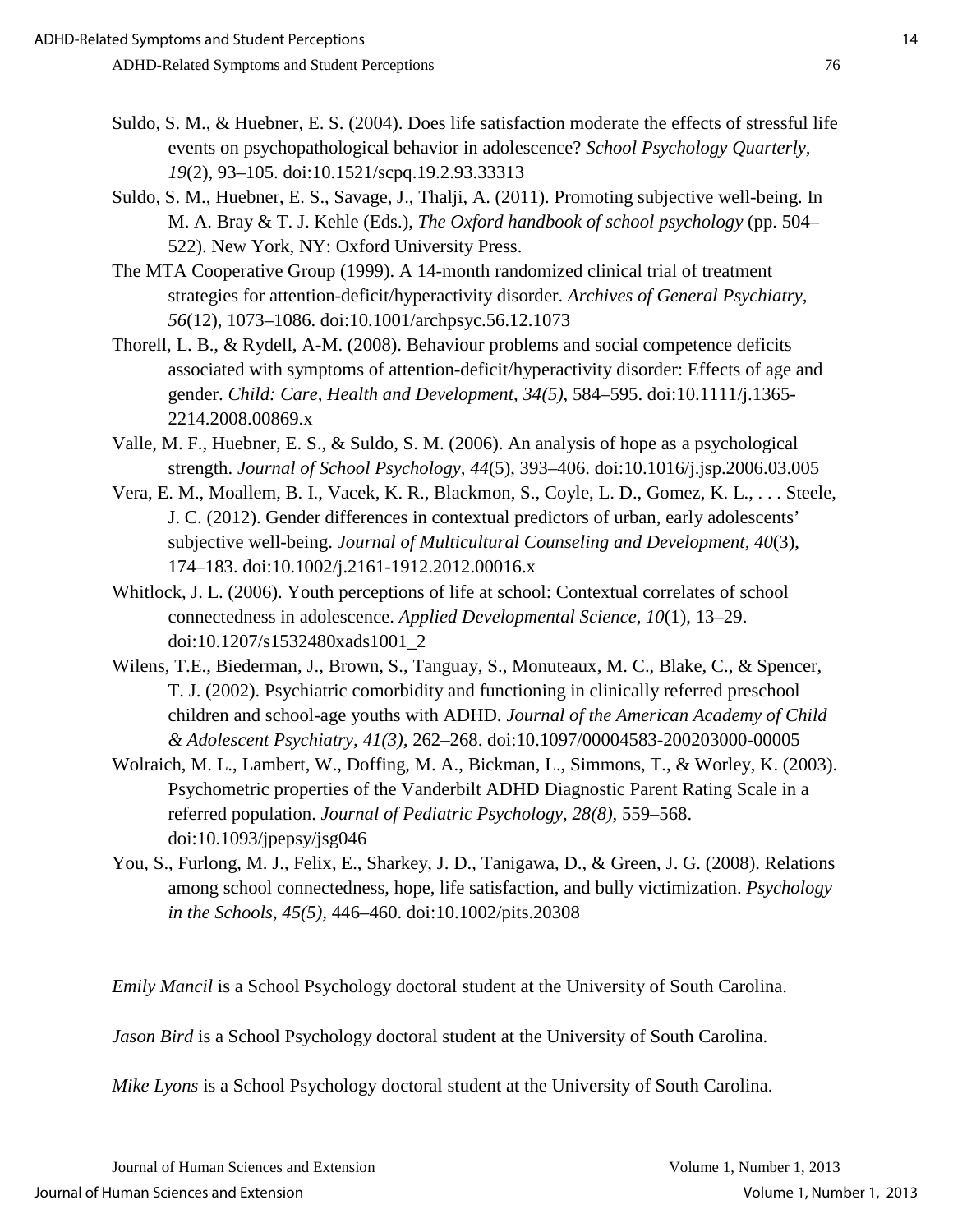Suldo, S. M., & Huebner, E. S. (2004). Does life satisfaction moderate the effects of stressful life events on psychopathological behavior in adolescence? *School Psychology Quarterly*, *19*(2), 93–105. doi:10.1521/scpq.19.2.93.33313

Suldo, S. M., Huebner, E. S., Savage, J., Thalji, A. (2011). Promoting subjective well-being. In M. A. Bray & T. J. Kehle (Eds.), *The Oxford handbook of school psychology* (pp. 504–522). New York, NY: Oxford University Press.

The MTA Cooperative Group (1999). A 14-month randomized clinical trial of treatment strategies for attention-deficit/hyperactivity disorder. *Archives of General Psychiatry, 56*(12), 1073–1086. doi:10.1001/archpsyc.56.12.1073

Thorell, L. B., & Rydell, A-M. (2008). Behaviour problems and social competence deficits associated with symptoms of attention-deficit/hyperactivity disorder: Effects of age and gender. *Child: Care, Health and Development, 34(5)*, 584–595. doi:10.1111/j.1365-2214.2008.00869.x

Valle, M. F., Huebner, E. S., & Suldo, S. M. (2006). An analysis of hope as a psychological strength. *Journal of School Psychology, 44*(5), 393–406. doi:10.1016/j.jsp.2006.03.005

Vera, E. M., Moallem, B. I., Vacek, K. R., Blackmon, S., Coyle, L. D., Gomez, K. L., . . . Steele, J. C. (2012). Gender differences in contextual predictors of urban, early adolescents' subjective well-being. *Journal of Multicultural Counseling and Development, 40*(3), 174–183. doi:10.1002/j.2161-1912.2012.00016.x

Whitlock, J. L. (2006). Youth perceptions of life at school: Contextual correlates of school connectedness in adolescence. *Applied Developmental Science, 10*(1), 13–29. doi:10.1207/s1532480xads1001_2

Wilens, T.E., Biederman, J., Brown, S., Tanguay, S., Monuteaux, M. C., Blake, C., & Spencer, T. J. (2002). Psychiatric comorbidity and functioning in clinically referred preschool children and school-age youths with ADHD. *Journal of the American Academy of Child & Adolescent Psychiatry, 41(3)*, 262–268. doi:10.1097/00004583-200203000-00005

Wolraich, M. L., Lambert, W., Doffing, M. A., Bickman, L., Simmons, T., & Worley, K. (2003). Psychometric properties of the Vanderbilt ADHD Diagnostic Parent Rating Scale in a referred population. *Journal of Pediatric Psychology, 28(8)*, 559–568. doi:10.1093/jpepsy/jsg046

You, S., Furlong, M. J., Felix, E., Sharkey, J. D., Tanigawa, D., & Green, J. G. (2008). Relations among school connectedness, hope, life satisfaction, and bully victimization. *Psychology in the Schools*, *45(5)*, 446–460. doi:10.1002/pits.20308

*Emily Mancil* is a School Psychology doctoral student at the University of South Carolina.

*Jason Bird* is a School Psychology doctoral student at the University of South Carolina.

*Mike Lyons* is a School Psychology doctoral student at the University of South Carolina.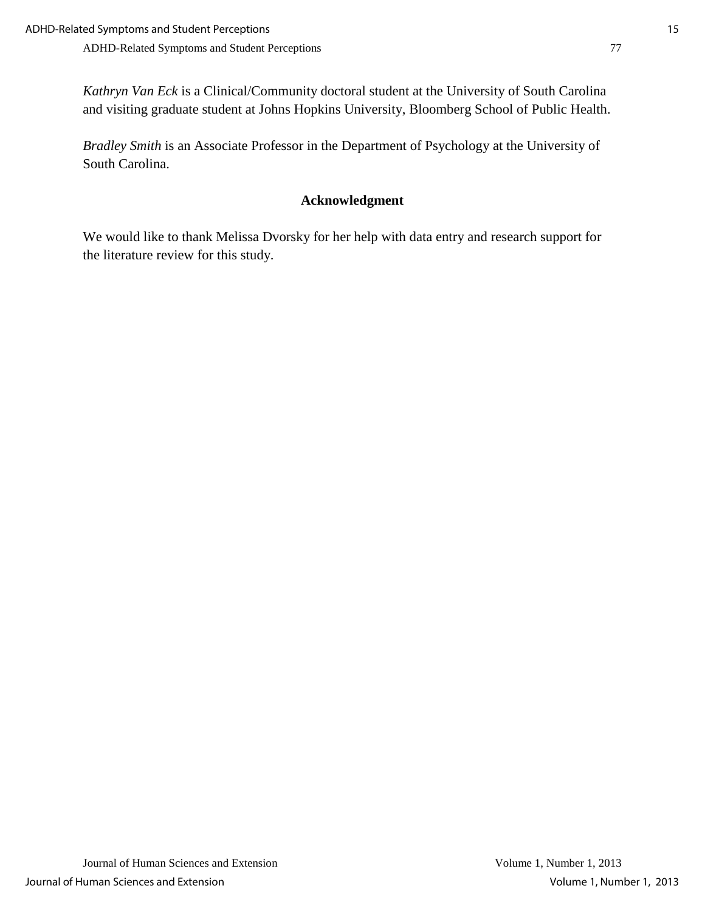*Kathryn Van Eck* is a Clinical/Community doctoral student at the University of South Carolina and visiting graduate student at Johns Hopkins University, Bloomberg School of Public Health.

*Bradley Smith* is an Associate Professor in the Department of Psychology at the University of South Carolina.

## Acknowledgment

We would like to thank Melissa Dvorsky for her help with data entry and research support for the literature review for this study.